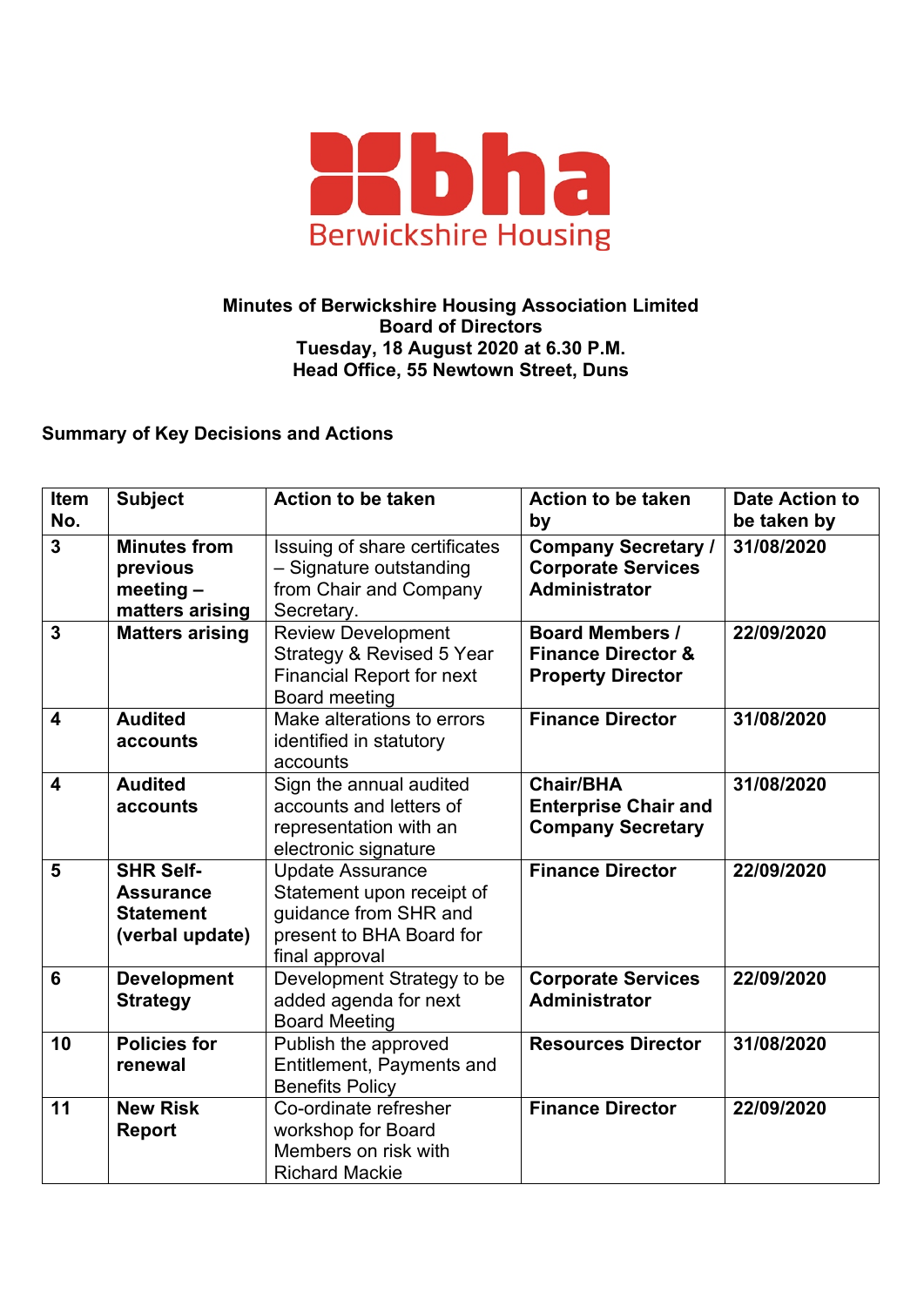**bha**
Berwickshire Housing

**Minutes of Berwickshire Housing Association Limited**
**Board of Directors**
**Tuesday, 18 August 2020 at 6.30 P.M.**
**Head Office, 55 Newtown Street, Duns**

## Summary of Key Decisions and Actions

| Item No. | Subject | Action to be taken | Action to be taken by | Date Action to be taken by |
|---|---|---|---|---|
| **3** | **Minutes from previous meeting – matters arising** | Issuing of share certificates – Signature outstanding from Chair and Company Secretary. | **Company Secretary / Corporate Services Administrator** | **31/08/2020** |
| **3** | **Matters arising** | Review Development Strategy & Revised 5 Year Financial Report for next Board meeting | **Board Members / Finance Director & Property Director** | **22/09/2020** |
| **4** | **Audited accounts** | Make alterations to errors identified in statutory accounts | **Finance Director** | **31/08/2020** |
| **4** | **Audited accounts** | Sign the annual audited accounts and letters of representation with an electronic signature | **Chair/BHA Enterprise Chair and Company Secretary** | **31/08/2020** |
| **5** | **SHR Self-Assurance Statement (verbal update)** | Update Assurance Statement upon receipt of guidance from SHR and present to BHA Board for final approval | **Finance Director** | **22/09/2020** |
| **6** | **Development Strategy** | Development Strategy to be added agenda for next Board Meeting | **Corporate Services Administrator** | **22/09/2020** |
| **10** | **Policies for renewal** | Publish the approved Entitlement, Payments and Benefits Policy | **Resources Director** | **31/08/2020** |
| **11** | **New Risk Report** | Co-ordinate refresher workshop for Board Members on risk with Richard Mackie | **Finance Director** | **22/09/2020** |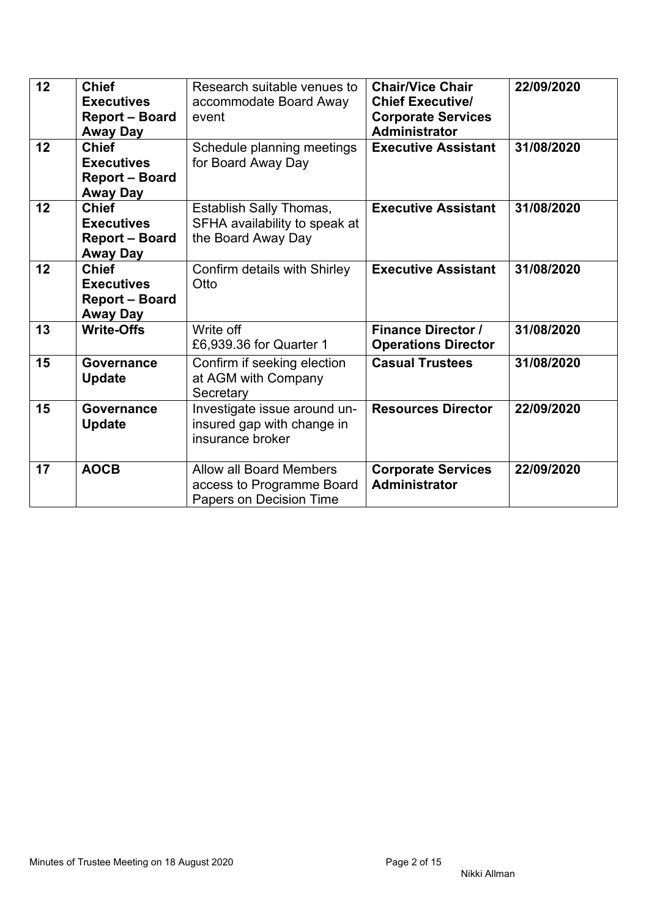| 12 | **Chief Executives Report – Board Away Day** | Research suitable venues to accommodate Board Away event | **Chair/Vice Chair Chief Executive/ Corporate Services Administrator** | **22/09/2020** |
|---|---|---|---|---|
| 12 | **Chief Executives Report – Board Away Day** | Schedule planning meetings for Board Away Day | **Executive Assistant** | **31/08/2020** |
| 12 | **Chief Executives Report – Board Away Day** | Establish Sally Thomas, SFHA availability to speak at the Board Away Day | **Executive Assistant** | **31/08/2020** |
| 12 | **Chief Executives Report – Board Away Day** | Confirm details with Shirley Otto | **Executive Assistant** | **31/08/2020** |
| 13 | **Write-Offs** | Write off £6,939.36 for Quarter 1 | **Finance Director / Operations Director** | **31/08/2020** |
| 15 | **Governance Update** | Confirm if seeking election at AGM with Company Secretary | **Casual Trustees** | **31/08/2020** |
| 15 | **Governance Update** | Investigate issue around un-insured gap with change in insurance broker | **Resources Director** | **22/09/2020** |
| 17 | **AOCB** | Allow all Board Members access to Programme Board Papers on Decision Time | **Corporate Services Administrator** | **22/09/2020** |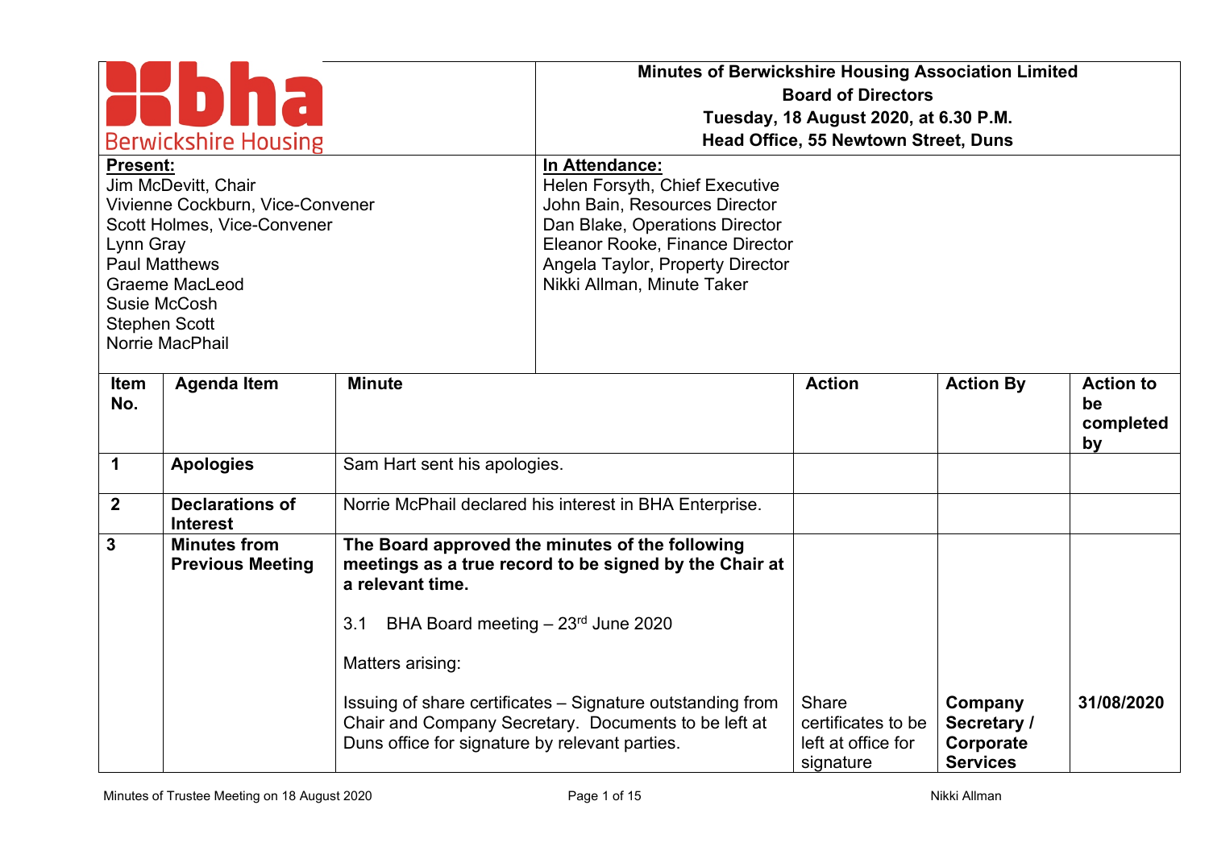| | Minutes of Berwickshire Housing Association Limited<br>Board of Directors<br>Tuesday, 18 August 2020, at 6.30 P.M.<br>Head Office, 55 Newtown Street, Duns |
|---|---|
| **Present:**<br>Jim McDevitt, Chair<br>Vivienne Cockburn, Vice-Convener<br>Scott Holmes, Vice-Convener<br>Lynn Gray<br>Paul Matthews<br>Graeme MacLeod<br>Susie McCosh<br>Stephen Scott<br>Norrie MacPhail | **In Attendance:**<br>Helen Forsyth, Chief Executive<br>John Bain, Resources Director<br>Dan Blake, Operations Director<br>Eleanor Rooke, Finance Director<br>Angela Taylor, Property Director<br>Nikki Allman, Minute Taker |

| Item No. | Agenda Item | Minute | Action | Action By | Action to be completed by |
|---|---|---|---|---|---|
| 1 | **Apologies** | Sam Hart sent his apologies. | | | |
| 2 | **Declarations of Interest** | Norrie McPhail declared his interest in BHA Enterprise. | | | |
| 3 | **Minutes from Previous Meeting** | **The Board approved the minutes of the following meetings as a true record to be signed by the Chair at a relevant time.**<br><br>3.1 BHA Board meeting – 23rd June 2020<br><br>Matters arising:<br><br>Issuing of share certificates – Signature outstanding from Chair and Company Secretary. Documents to be left at Duns office for signature by relevant parties. | Share certificates to be left at office for signature | **Company Secretary / Corporate Services** | **31/08/2020** |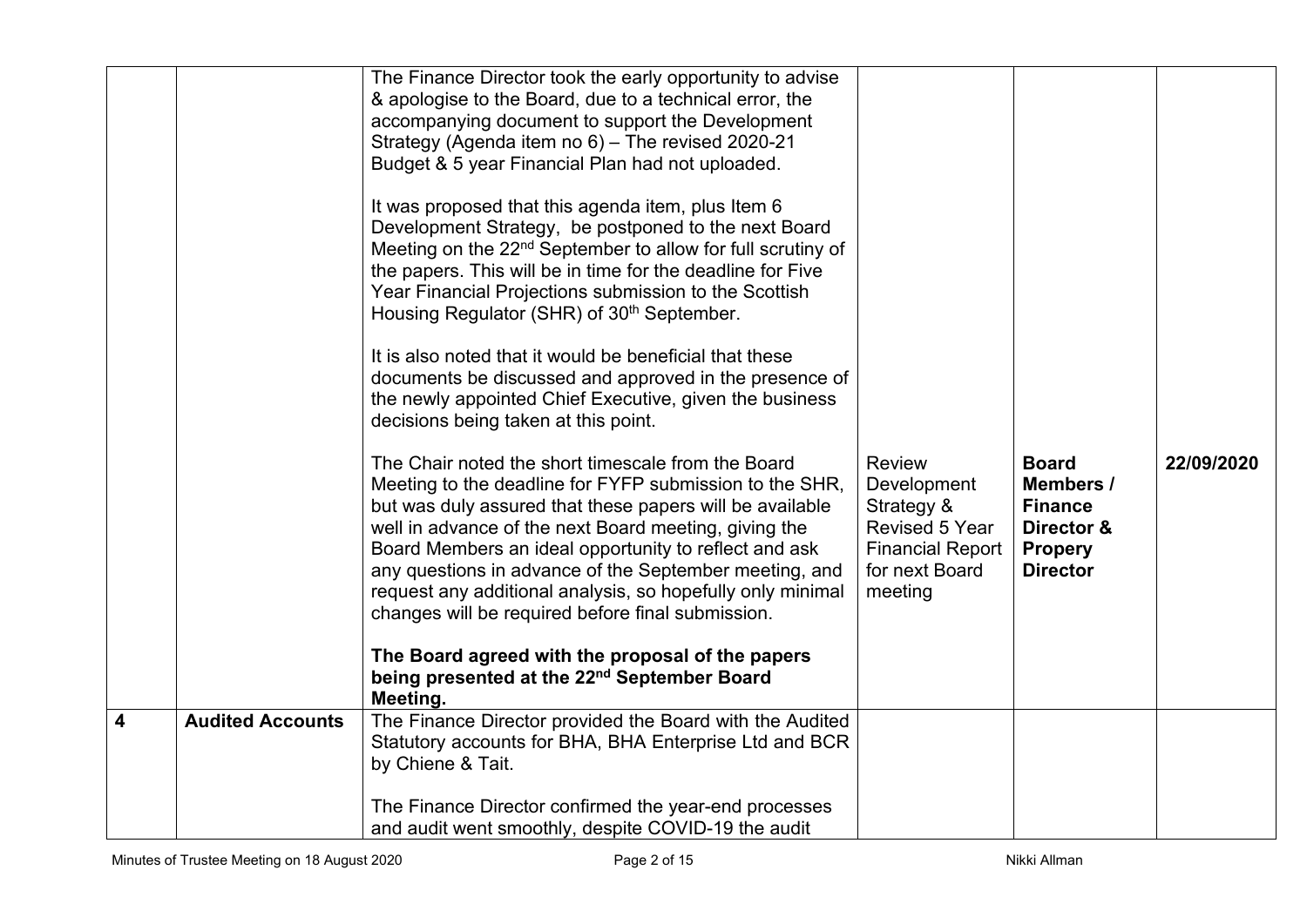| | | | | | |
|---|---|---|---|---|---|
| | | The Finance Director took the early opportunity to advise & apologise to the Board, due to a technical error, the accompanying document to support the Development Strategy (Agenda item no 6) – The revised 2020-21 Budget & 5 year Financial Plan had not uploaded.<br><br>It was proposed that this agenda item, plus Item 6 Development Strategy, be postponed to the next Board Meeting on the 22nd September to allow for full scrutiny of the papers. This will be in time for the deadline for Five Year Financial Projections submission to the Scottish Housing Regulator (SHR) of 30th September.<br><br>It is also noted that it would be beneficial that these documents be discussed and approved in the presence of the newly appointed Chief Executive, given the business decisions being taken at this point.<br><br>The Chair noted the short timescale from the Board Meeting to the deadline for FYFP submission to the SHR, but was duly assured that these papers will be available well in advance of the next Board meeting, giving the Board Members an ideal opportunity to reflect and ask any questions in advance of the September meeting, and request any additional analysis, so hopefully only minimal changes will be required before final submission.<br><br>**The Board agreed with the proposal of the papers being presented at the 22nd September Board Meeting.** | Review Development Strategy & Revised 5 Year Financial Report for next Board meeting | **Board Members / Finance Director & Propery Director** | **22/09/2020** |
| **4** | **Audited Accounts** | The Finance Director provided the Board with the Audited Statutory accounts for BHA, BHA Enterprise Ltd and BCR by Chiene & Tait.<br><br>The Finance Director confirmed the year-end processes and audit went smoothly, despite COVID-19 the audit | | | |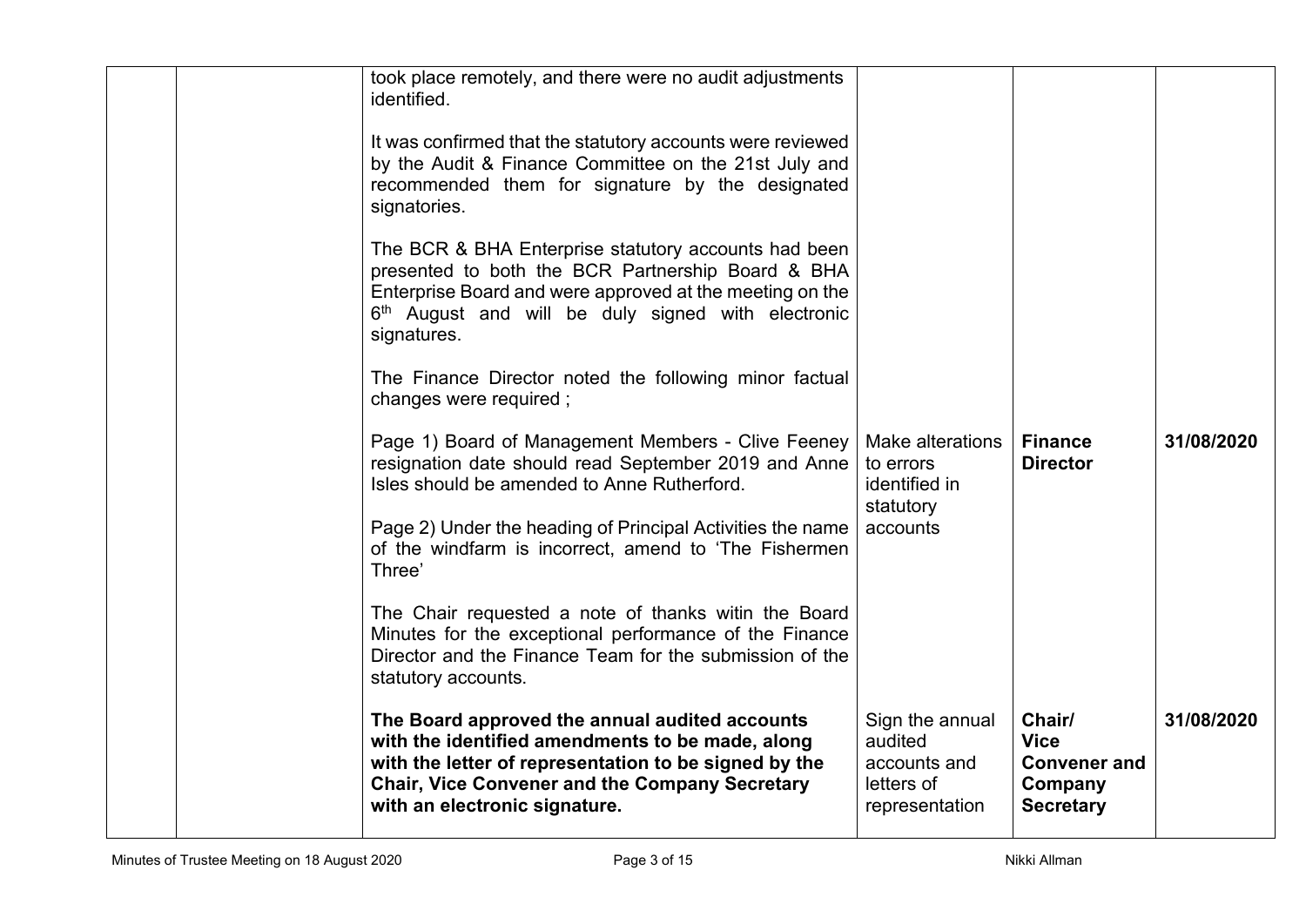| | | | | | |
|---|---|---|---|---|---|
| | | took place remotely, and there were no audit adjustments identified.<br><br>It was confirmed that the statutory accounts were reviewed by the Audit & Finance Committee on the 21st July and recommended them for signature by the designated signatories.<br><br>The BCR & BHA Enterprise statutory accounts had been presented to both the BCR Partnership Board & BHA Enterprise Board and were approved at the meeting on the 6th August and will be duly signed with electronic signatures.<br><br>The Finance Director noted the following minor factual changes were required ; | | | |
| | | Page 1) Board of Management Members - Clive Feeney resignation date should read September 2019 and Anne Isles should be amended to Anne Rutherford.<br><br>Page 2) Under the heading of Principal Activities the name of the windfarm is incorrect, amend to 'The Fishermen Three'<br><br>The Chair requested a note of thanks witin the Board Minutes for the exceptional performance of the Finance Director and the Finance Team for the submission of the statutory accounts. | Make alterations to errors identified in statutory accounts | **Finance Director** | **31/08/2020** |
| | | **The Board approved the annual audited accounts with the identified amendments to be made, along with the letter of representation to be signed by the Chair, Vice Convener and the Company Secretary with an electronic signature.** | Sign the annual audited accounts and letters of representation | **Chair/ Vice Convener and Company Secretary** | **31/08/2020** |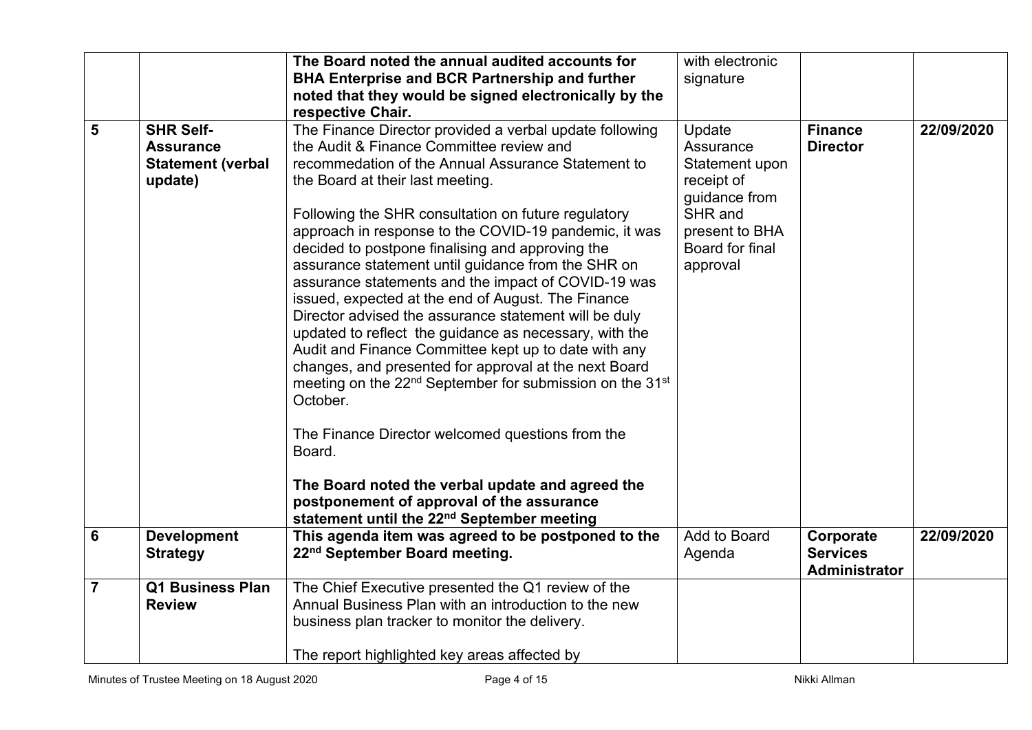| | | | | | |
|---|---|---|---|---|---|
| | | **The Board noted the annual audited accounts for BHA Enterprise and BCR Partnership and further noted that they would be signed electronically by the respective Chair.** | with electronic signature | | |
| **5** | **SHR Self-Assurance Statement (verbal update)** | The Finance Director provided a verbal update following the Audit & Finance Committee review and recommedation of the Annual Assurance Statement to the Board at their last meeting.<br><br>Following the SHR consultation on future regulatory approach in response to the COVID-19 pandemic, it was decided to postpone finalising and approving the assurance statement until guidance from the SHR on assurance statements and the impact of COVID-19 was issued, expected at the end of August. The Finance Director advised the assurance statement will be duly updated to reflect the guidance as necessary, with the Audit and Finance Committee kept up to date with any changes, and presented for approval at the next Board meeting on the 22nd September for submission on the 31st October.<br><br>The Finance Director welcomed questions from the Board.<br><br>**The Board noted the verbal update and agreed the postponement of approval of the assurance statement until the 22nd September meeting** | Update Assurance Statement upon receipt of guidance from SHR and present to BHA Board for final approval | **Finance Director** | **22/09/2020** |
| **6** | **Development Strategy** | **This agenda item was agreed to be postponed to the 22nd September Board meeting.** | Add to Board Agenda | **Corporate Services Administrator** | **22/09/2020** |
| **7** | **Q1 Business Plan Review** | The Chief Executive presented the Q1 review of the Annual Business Plan with an introduction to the new business plan tracker to monitor the delivery.<br><br>The report highlighted key areas affected by | | | |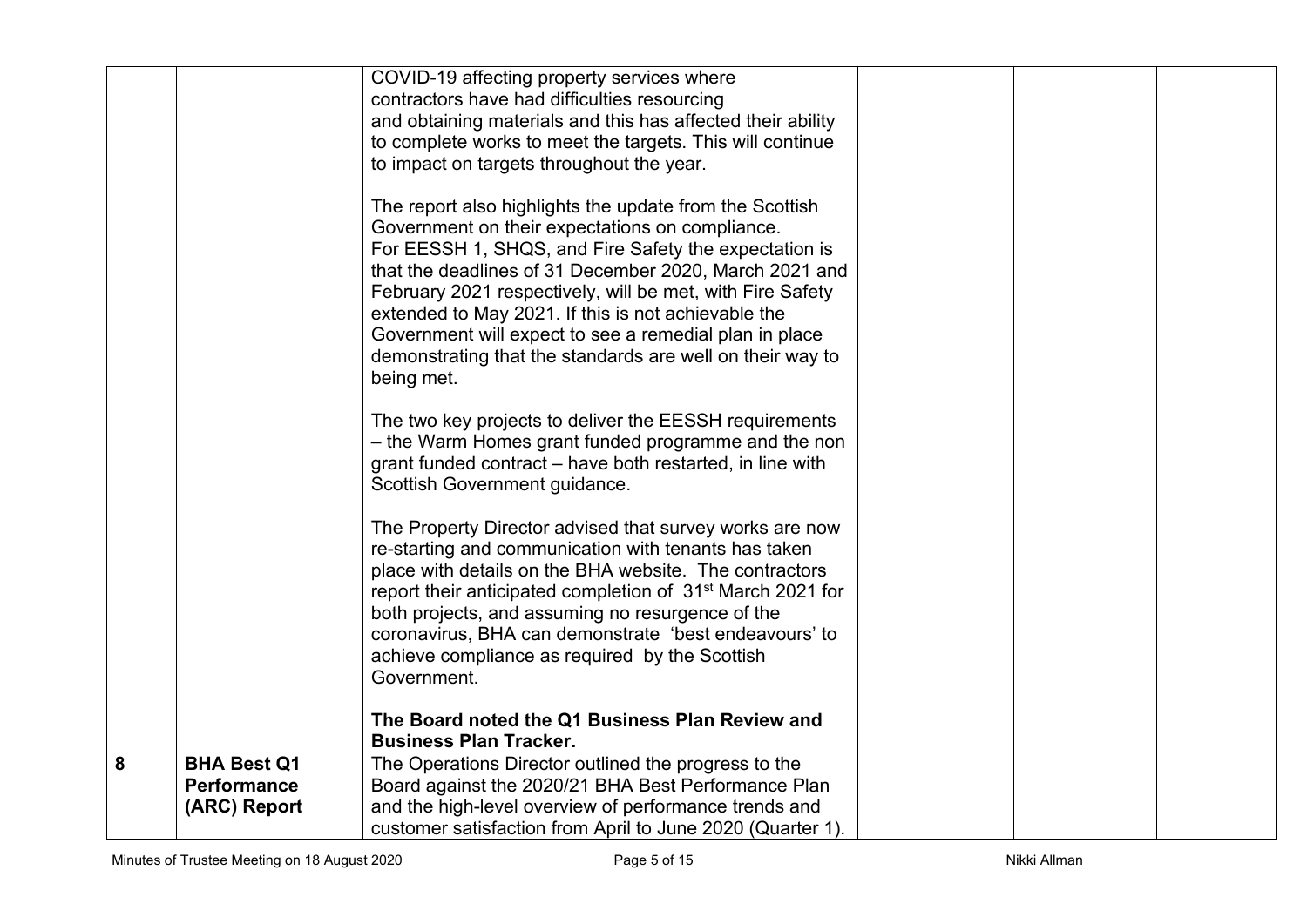| | | | | | |
|---|---|---|---|---|---|
| | | COVID-19 affecting property services where contractors have had difficulties resourcing and obtaining materials and this has affected their ability to complete works to meet the targets. This will continue to impact on targets throughout the year.<br><br>The report also highlights the update from the Scottish Government on their expectations on compliance. For EESSH 1, SHQS, and Fire Safety the expectation is that the deadlines of 31 December 2020, March 2021 and February 2021 respectively, will be met, with Fire Safety extended to May 2021. If this is not achievable the Government will expect to see a remedial plan in place demonstrating that the standards are well on their way to being met.<br><br>The two key projects to deliver the EESSH requirements – the Warm Homes grant funded programme and the non grant funded contract – have both restarted, in line with Scottish Government guidance.<br><br>The Property Director advised that survey works are now re-starting and communication with tenants has taken place with details on the BHA website. The contractors report their anticipated completion of 31st March 2021 for both projects, and assuming no resurgence of the coronavirus, BHA can demonstrate 'best endeavours' to achieve compliance as required by the Scottish Government.<br><br>**The Board noted the Q1 Business Plan Review and Business Plan Tracker.** | | | |
| **8** | **BHA Best Q1 Performance (ARC) Report** | The Operations Director outlined the progress to the Board against the 2020/21 BHA Best Performance Plan and the high-level overview of performance trends and customer satisfaction from April to June 2020 (Quarter 1). | | | |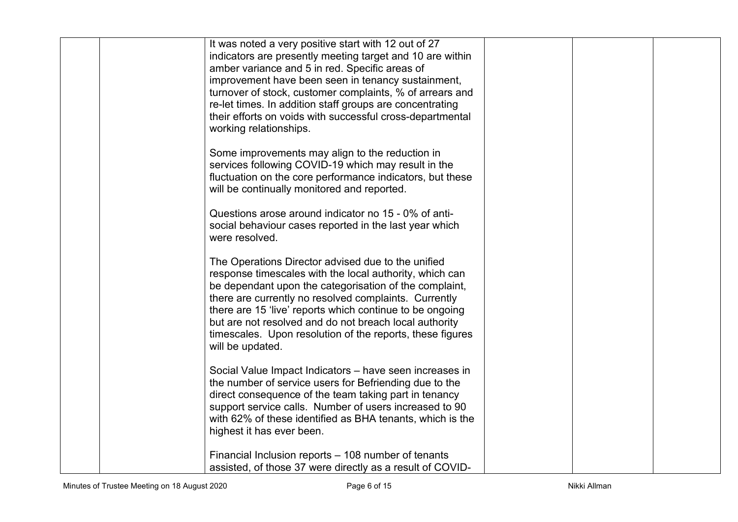| | | | | | |
|---|---|---|---|---|---|
| | | It was noted a very positive start with 12 out of 27 indicators are presently meeting target and 10 are within amber variance and 5 in red. Specific areas of improvement have been seen in tenancy sustainment, turnover of stock, customer complaints, % of arrears and re-let times. In addition staff groups are concentrating their efforts on voids with successful cross-departmental working relationships.<br><br>Some improvements may align to the reduction in services following COVID-19 which may result in the fluctuation on the core performance indicators, but these will be continually monitored and reported.<br><br>Questions arose around indicator no 15 - 0% of anti-social behaviour cases reported in the last year which were resolved.<br><br>The Operations Director advised due to the unified response timescales with the local authority, which can be dependant upon the categorisation of the complaint, there are currently no resolved complaints. Currently there are 15 'live' reports which continue to be ongoing but are not resolved and do not breach local authority timescales. Upon resolution of the reports, these figures will be updated.<br><br>Social Value Impact Indicators – have seen increases in the number of service users for Befriending due to the direct consequence of the team taking part in tenancy support service calls. Number of users increased to 90 with 62% of these identified as BHA tenants, which is the highest it has ever been.<br><br>Financial Inclusion reports – 108 number of tenants assisted, of those 37 were directly as a result of COVID- | | | |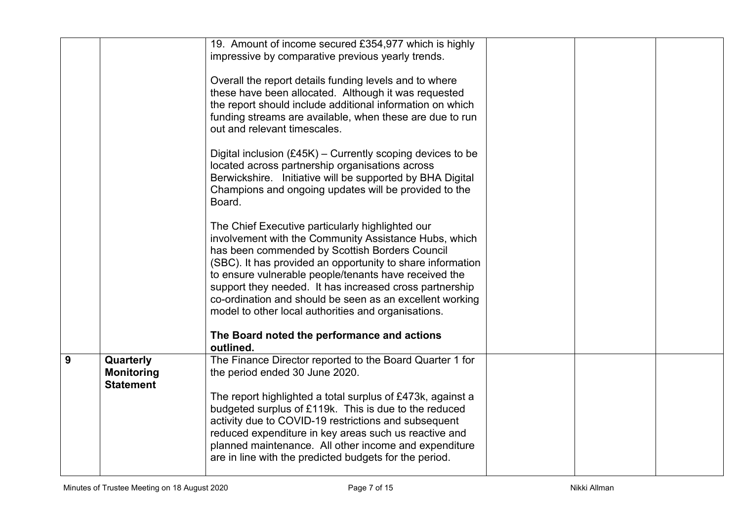| | | | | | |
|---|---|---|---|---|---|
| | | 19. Amount of income secured £354,977 which is highly impressive by comparative previous yearly trends.<br><br>Overall the report details funding levels and to where these have been allocated. Although it was requested the report should include additional information on which funding streams are available, when these are due to run out and relevant timescales.<br><br>Digital inclusion (£45K) – Currently scoping devices to be located across partnership organisations across Berwickshire. Initiative will be supported by BHA Digital Champions and ongoing updates will be provided to the Board.<br><br>The Chief Executive particularly highlighted our involvement with the Community Assistance Hubs, which has been commended by Scottish Borders Council (SBC). It has provided an opportunity to share information to ensure vulnerable people/tenants have received the support they needed. It has increased cross partnership co-ordination and should be seen as an excellent working model to other local authorities and organisations.<br><br>**The Board noted the performance and actions outlined.** | | | |
| **9** | **Quarterly Monitoring Statement** | The Finance Director reported to the Board Quarter 1 for the period ended 30 June 2020.<br><br>The report highlighted a total surplus of £473k, against a budgeted surplus of £119k. This is due to the reduced activity due to COVID-19 restrictions and subsequent reduced expenditure in key areas such us reactive and planned maintenance. All other income and expenditure are in line with the predicted budgets for the period. | | | |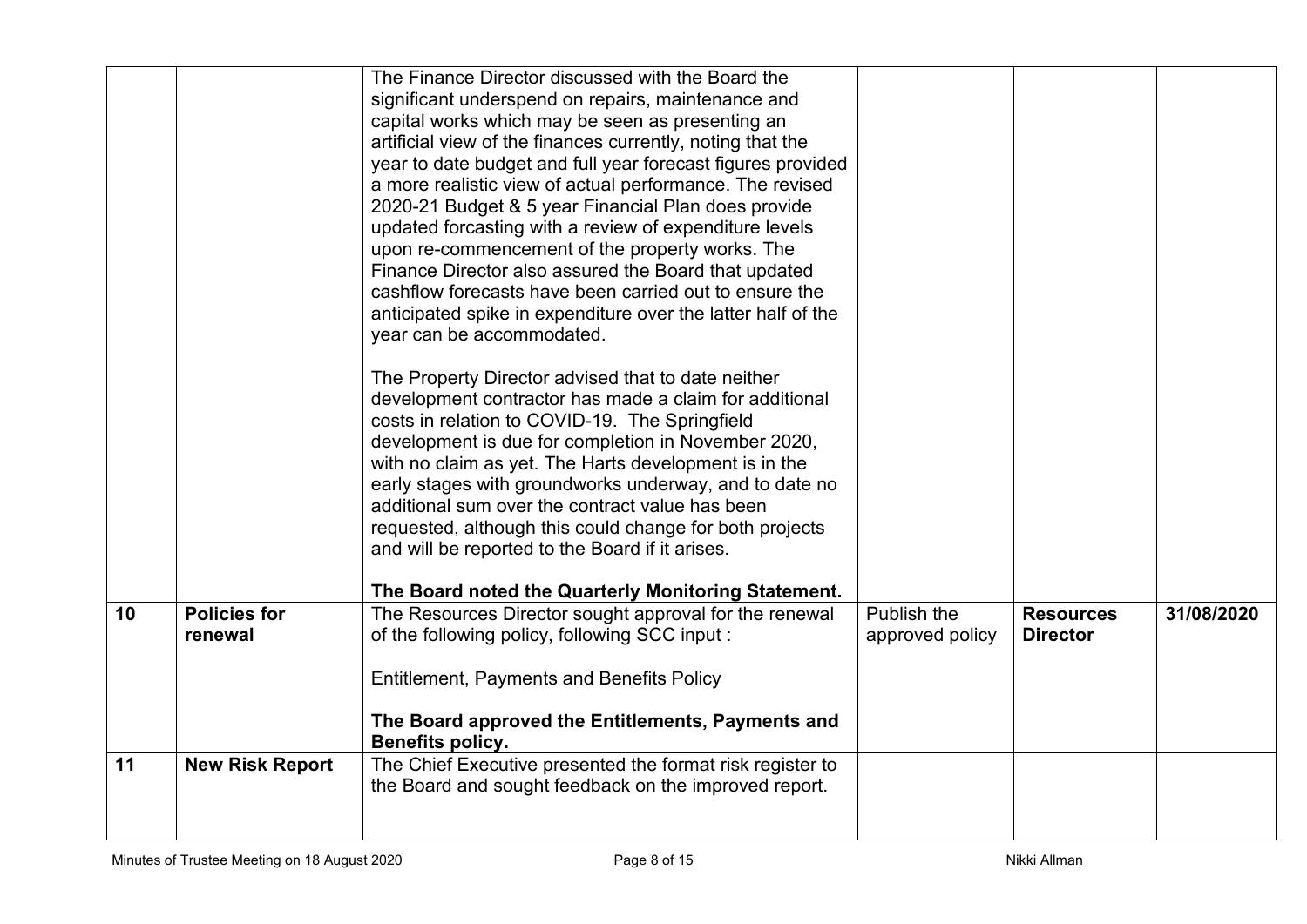| | | | | | |
|---|---|---|---|---|---|
| | | The Finance Director discussed with the Board the significant underspend on repairs, maintenance and capital works which may be seen as presenting an artificial view of the finances currently, noting that the year to date budget and full year forecast figures provided a more realistic view of actual performance. The revised 2020-21 Budget & 5 year Financial Plan does provide updated forcasting with a review of expenditure levels upon re-commencement of the property works. The Finance Director also assured the Board that updated cashflow forecasts have been carried out to ensure the anticipated spike in expenditure over the latter half of the year can be accommodated.<br><br>The Property Director advised that to date neither development contractor has made a claim for additional costs in relation to COVID-19. The Springfield development is due for completion in November 2020, with no claim as yet. The Harts development is in the early stages with groundworks underway, and to date no additional sum over the contract value has been requested, although this could change for both projects and will be reported to the Board if it arises.<br><br>**The Board noted the Quarterly Monitoring Statement.** | | | |
| **10** | **Policies for renewal** | The Resources Director sought approval for the renewal of the following policy, following SCC input :<br><br>Entitlement, Payments and Benefits Policy<br><br>**The Board approved the Entitlements, Payments and Benefits policy.** | Publish the approved policy | **Resources Director** | **31/08/2020** |
| **11** | **New Risk Report** | The Chief Executive presented the format risk register to the Board and sought feedback on the improved report. | | | |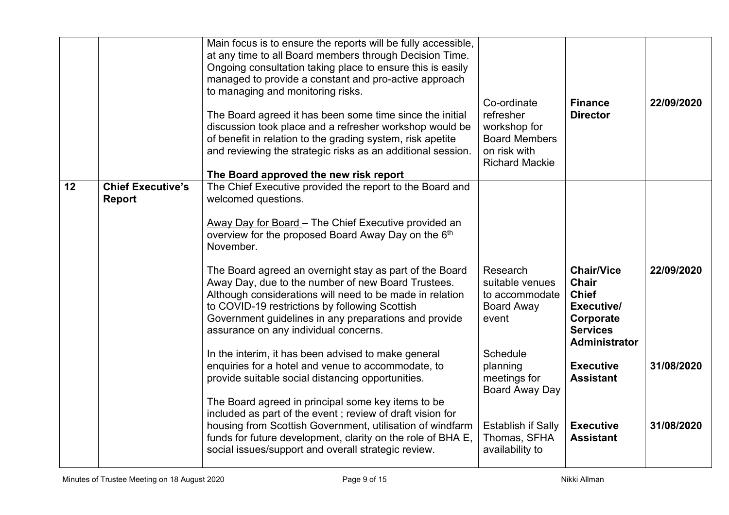| | | | | | |
|---|---|---|---|---|---|
| | | Main focus is to ensure the reports will be fully accessible, at any time to all Board members through Decision Time. Ongoing consultation taking place to ensure this is easily managed to provide a constant and pro-active approach to managing and monitoring risks.<br><br>The Board agreed it has been some time since the initial discussion took place and a refresher workshop would be of benefit in relation to the grading system, risk apetite and reviewing the strategic risks as an additional session.<br><br>**The Board approved the new risk report** | Co-ordinate refresher workshop for Board Members on risk with Richard Mackie | **Finance Director** | **22/09/2020** |
| **12** | **Chief Executive's Report** | The Chief Executive provided the report to the Board and welcomed questions.<br><br>Away Day for Board – The Chief Executive provided an overview for the proposed Board Away Day on the 6th November.<br><br>The Board agreed an overnight stay as part of the Board Away Day, due to the number of new Board Trustees. Although considerations will need to be made in relation to COVID-19 restrictions by following Scottish Government guidelines in any preparations and provide assurance on any individual concerns.<br><br>In the interim, it has been advised to make general enquiries for a hotel and venue to accommodate, to provide suitable social distancing opportunities.<br><br>The Board agreed in principal some key items to be included as part of the event ; review of draft vision for housing from Scottish Government, utilisation of windfarm funds for future development, clarity on the role of BHA E, social issues/support and overall strategic review. | Research suitable venues to accommodate Board Away event<br><br>Schedule planning meetings for Board Away Day<br><br>Establish if Sally Thomas, SFHA availability to | **Chair/Vice Chair Chief Executive/ Corporate Services Administrator**<br><br>**Executive Assistant**<br><br>**Executive Assistant** | **22/09/2020**<br><br>**31/08/2020**<br><br>**31/08/2020** |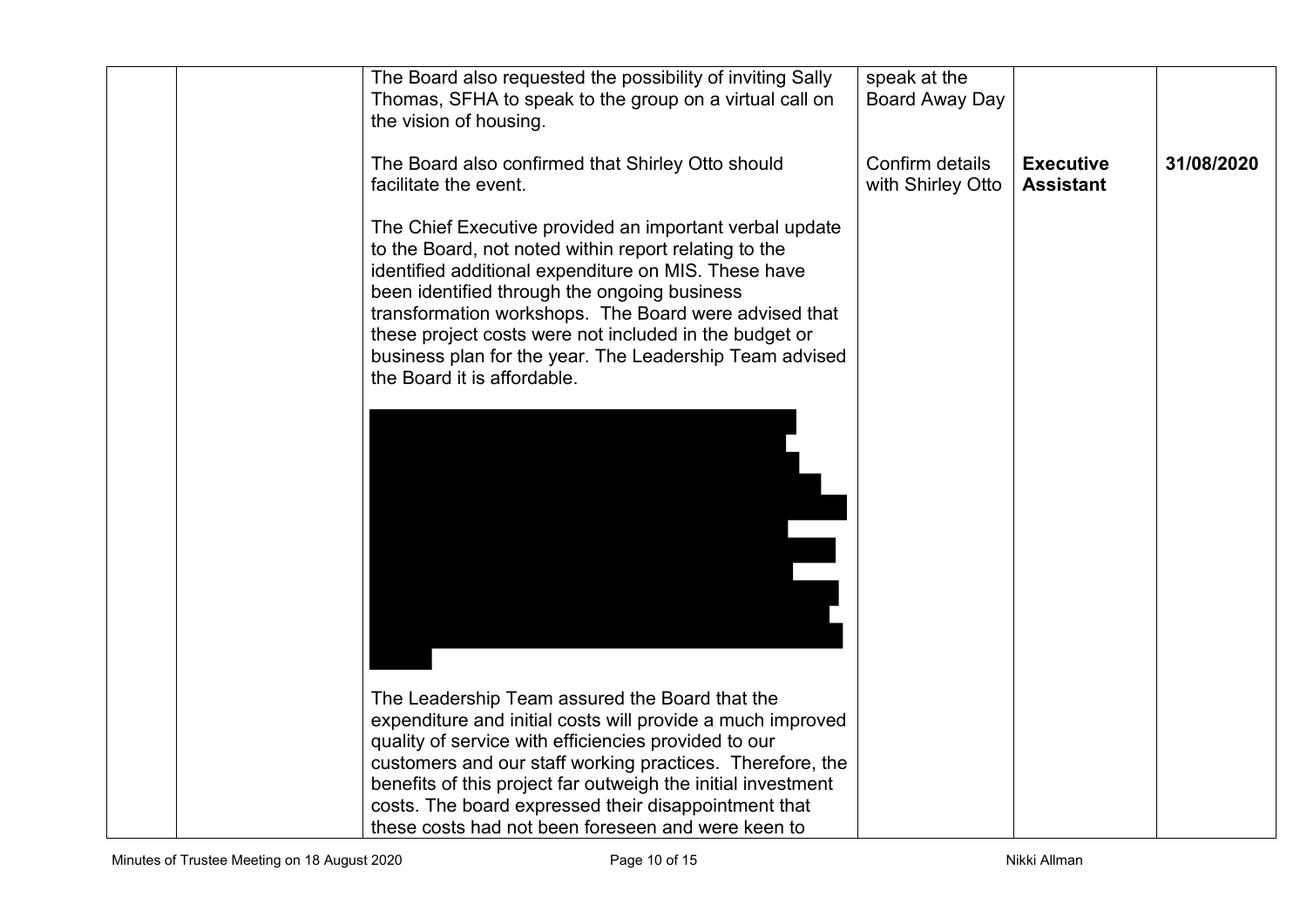|  |  | The Board also requested the possibility of inviting Sally Thomas, SFHA to speak to the group on a virtual call on the vision of housing.<br><br>The Board also confirmed that Shirley Otto should facilitate the event.<br><br>The Chief Executive provided an important verbal update to the Board, not noted within report relating to the identified additional expenditure on MIS. These have been identified through the ongoing business transformation workshops. The Board were advised that these project costs were not included in the budget or business plan for the year. The Leadership Team advised the Board it is affordable.<br><br>The Leadership Team assured the Board that the expenditure and initial costs will provide a much improved quality of service with efficiencies provided to our customers and our staff working practices. Therefore, the benefits of this project far outweigh the initial investment costs. The board expressed their disappointment that these costs had not been foreseen and were keen to | speak at the Board Away Day<br><br>Confirm details with Shirley Otto | <br><br>**Executive Assistant** | <br><br>**31/08/2020** |
|---|---|---|---|---|---|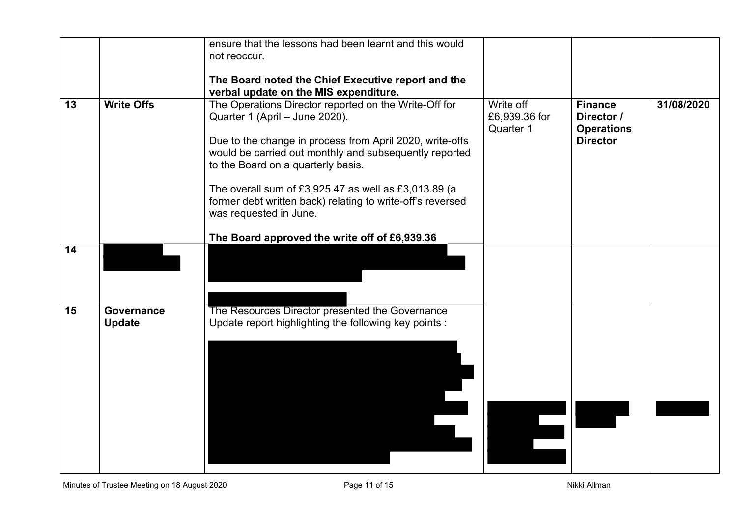|  |  |  |  |  |  |
|---|---|---|---|---|---|
|  |  | ensure that the lessons had been learnt and this would not reoccur.<br><br>**The Board noted the Chief Executive report and the verbal update on the MIS expenditure.** |  |  |  |
| **13** | **Write Offs** | The Operations Director reported on the Write-Off for Quarter 1 (April – June 2020).<br><br>Due to the change in process from April 2020, write-offs would be carried out monthly and subsequently reported to the Board on a quarterly basis.<br><br>The overall sum of £3,925.47 as well as £3,013.89 (a former debt written back) relating to write-off's reversed was requested in June.<br><br>**The Board approved the write off of £6,939.36** | Write off £6,939.36 for Quarter 1 | **Finance Director / Operations Director** | **31/08/2020** |
| **14** |  |  |  |  |  |
| **15** | **Governance Update** | The Resources Director presented the Governance Update report highlighting the following key points : |  |  |  |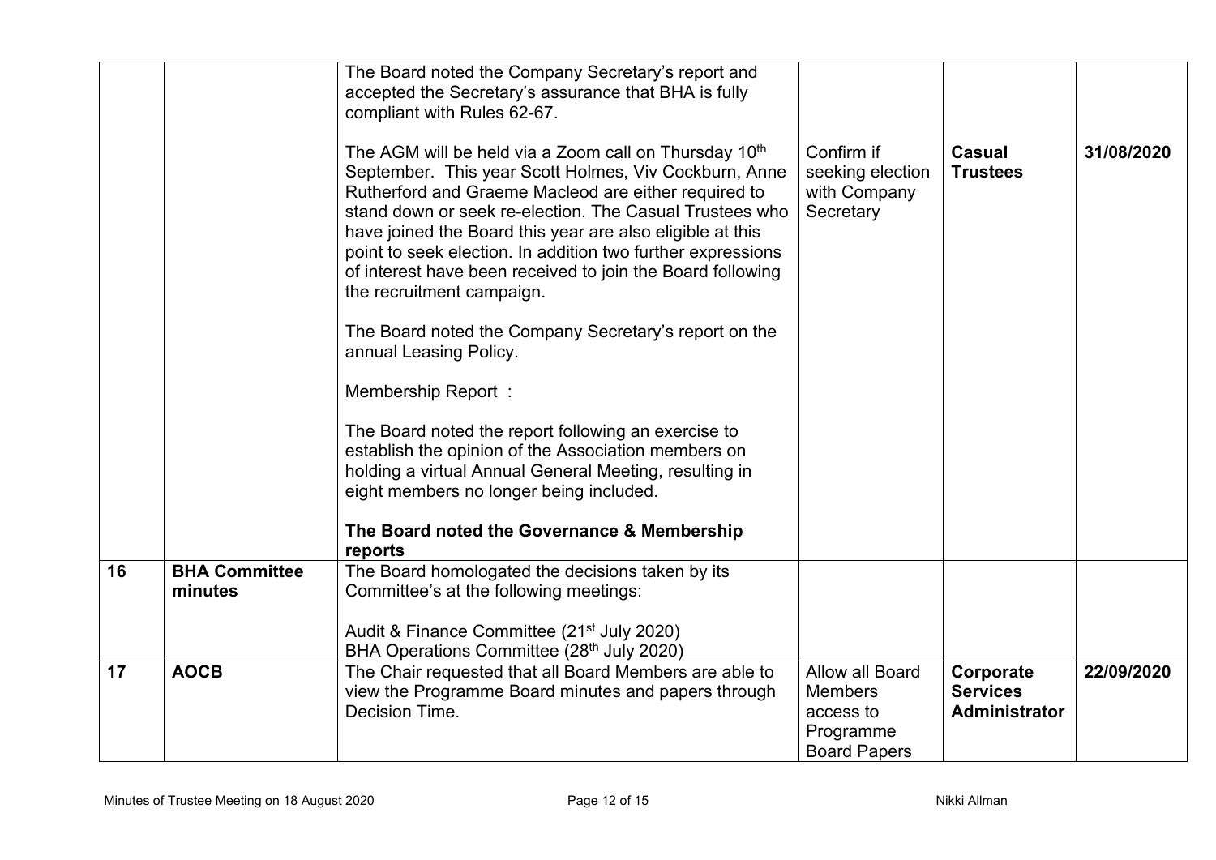| | | | | | |
|---|---|---|---|---|---|
| | | The Board noted the Company Secretary's report and accepted the Secretary's assurance that BHA is fully compliant with Rules 62-67.<br><br>The AGM will be held via a Zoom call on Thursday 10th September. This year Scott Holmes, Viv Cockburn, Anne Rutherford and Graeme Macleod are either required to stand down or seek re-election. The Casual Trustees who have joined the Board this year are also eligible at this point to seek election. In addition two further expressions of interest have been received to join the Board following the recruitment campaign.<br><br>The Board noted the Company Secretary's report on the annual Leasing Policy.<br><br>Membership Report :<br><br>The Board noted the report following an exercise to establish the opinion of the Association members on holding a virtual Annual General Meeting, resulting in eight members no longer being included.<br><br>**The Board noted the Governance & Membership reports** | Confirm if seeking election with Company Secretary | **Casual Trustees** | **31/08/2020** |
| **16** | **BHA Committee minutes** | The Board homologated the decisions taken by its Committee's at the following meetings:<br><br>Audit & Finance Committee (21st July 2020)<br>BHA Operations Committee (28th July 2020) | | | |
| **17** | **AOCB** | The Chair requested that all Board Members are able to view the Programme Board minutes and papers through Decision Time. | Allow all Board Members access to Programme Board Papers | **Corporate Services Administrator** | **22/09/2020** |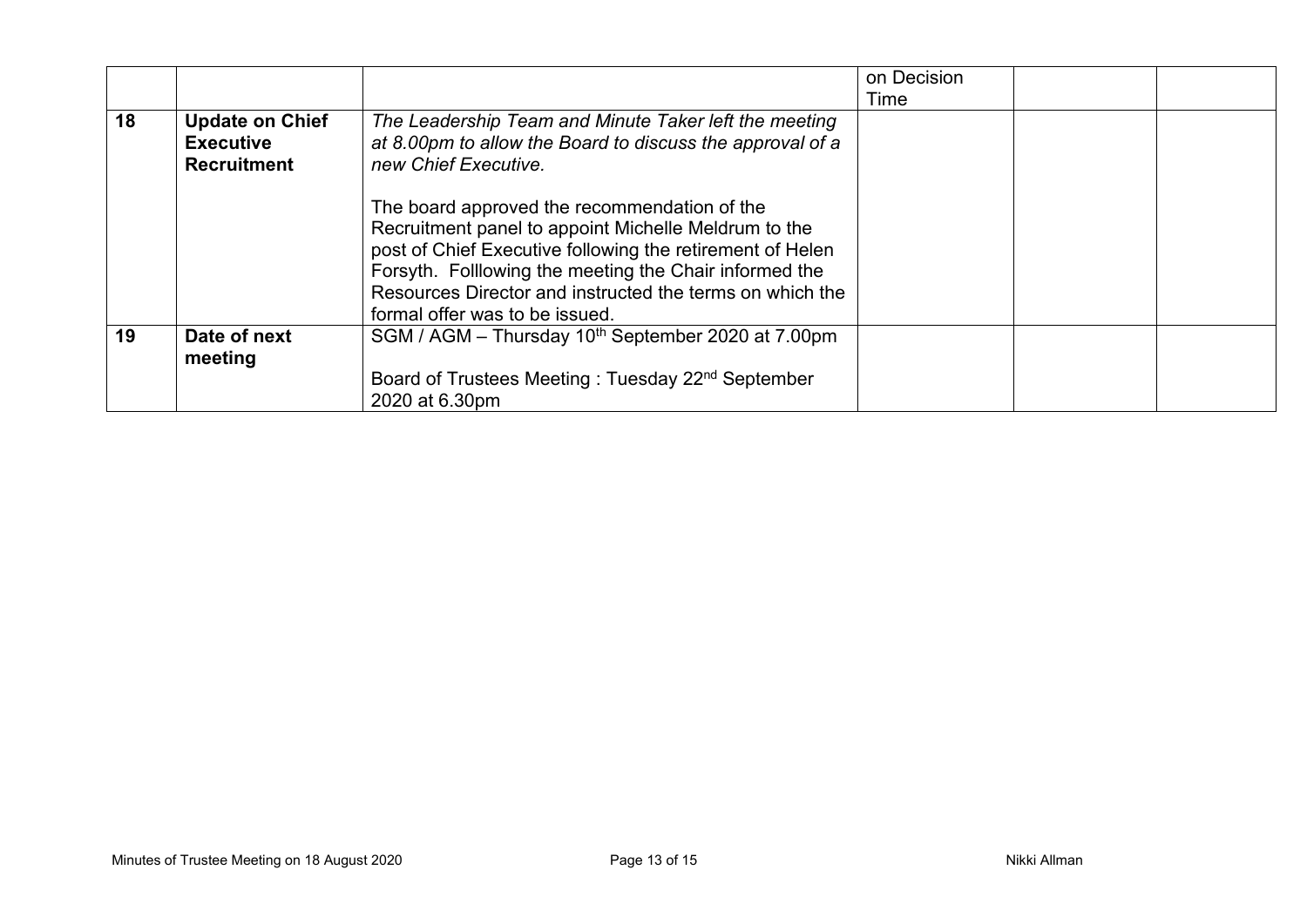| | | | | | |
|---|---|---|---|---|---|
| | | | on Decision Time | | |
| **18** | **Update on Chief Executive Recruitment** | *The Leadership Team and Minute Taker left the meeting at 8.00pm to allow the Board to discuss the approval of a new Chief Executive.*<br><br>The board approved the recommendation of the Recruitment panel to appoint Michelle Meldrum to the post of Chief Executive following the retirement of Helen Forsyth. Folllowing the meeting the Chair informed the Resources Director and instructed the terms on which the formal offer was to be issued. | | | |
| **19** | **Date of next meeting** | SGM / AGM – Thursday 10th September 2020 at 7.00pm<br><br>Board of Trustees Meeting : Tuesday 22nd September 2020 at 6.30pm | | | |